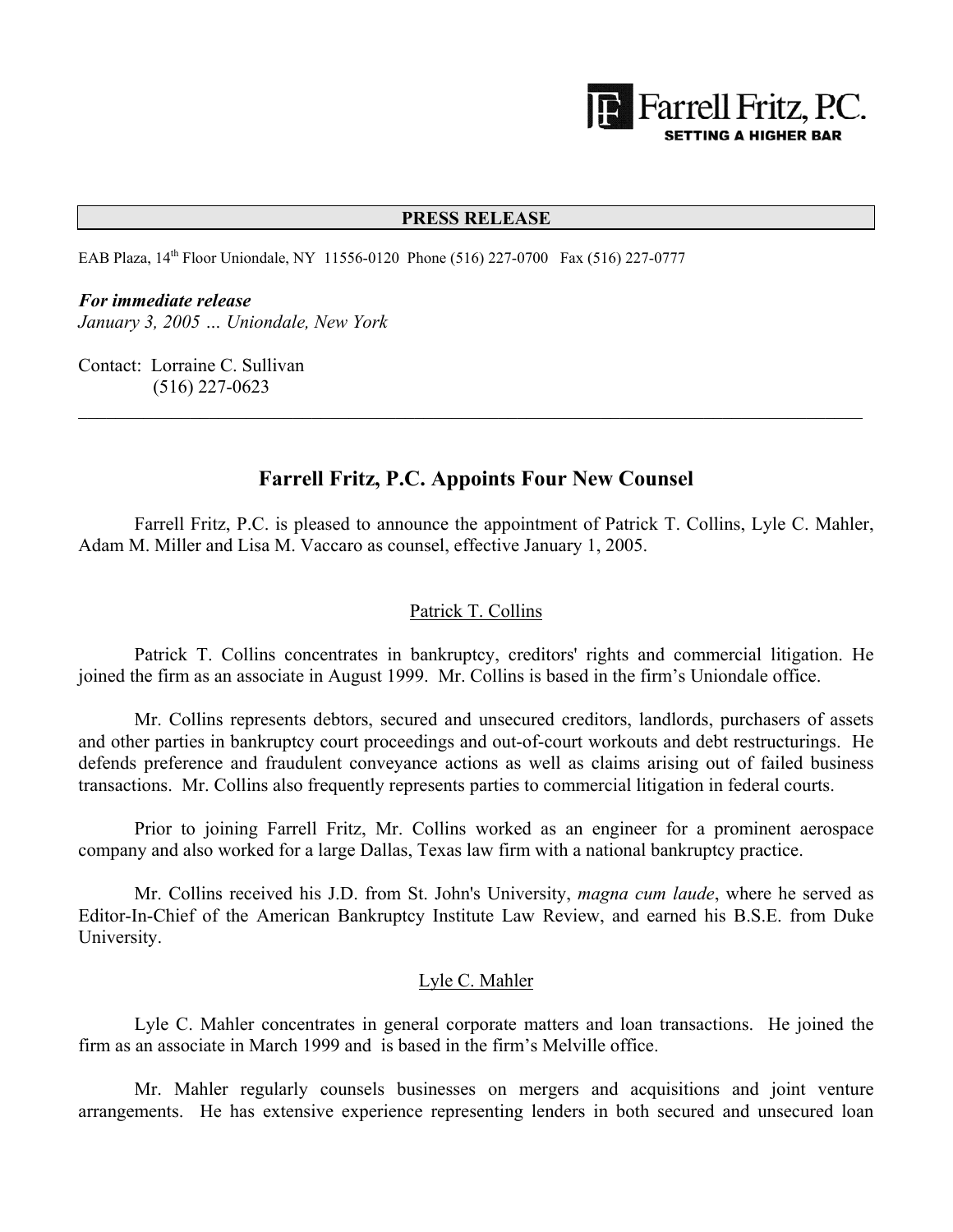Farrell Fritz, P.C.
**SETTING A HIGHER BAR**

**PRESS RELEASE**

EAB Plaza, 14th Floor Uniondale, NY 11556-0120 Phone (516) 227-0700 Fax (516) 227-0777

***For immediate release***
*January 3, 2005 … Uniondale, New York*

Contact: Lorraine C. Sullivan
(516) 227-0623

---

## Farrell Fritz, P.C. Appoints Four New Counsel

Farrell Fritz, P.C. is pleased to announce the appointment of Patrick T. Collins, Lyle C. Mahler, Adam M. Miller and Lisa M. Vaccaro as counsel, effective January 1, 2005.

### Patrick T. Collins

Patrick T. Collins concentrates in bankruptcy, creditors' rights and commercial litigation. He joined the firm as an associate in August 1999. Mr. Collins is based in the firm's Uniondale office.

Mr. Collins represents debtors, secured and unsecured creditors, landlords, purchasers of assets and other parties in bankruptcy court proceedings and out-of-court workouts and debt restructurings. He defends preference and fraudulent conveyance actions as well as claims arising out of failed business transactions. Mr. Collins also frequently represents parties to commercial litigation in federal courts.

Prior to joining Farrell Fritz, Mr. Collins worked as an engineer for a prominent aerospace company and also worked for a large Dallas, Texas law firm with a national bankruptcy practice.

Mr. Collins received his J.D. from St. John's University, *magna cum laude*, where he served as Editor-In-Chief of the American Bankruptcy Institute Law Review, and earned his B.S.E. from Duke University.

### Lyle C. Mahler

Lyle C. Mahler concentrates in general corporate matters and loan transactions. He joined the firm as an associate in March 1999 and is based in the firm's Melville office.

Mr. Mahler regularly counsels businesses on mergers and acquisitions and joint venture arrangements. He has extensive experience representing lenders in both secured and unsecured loan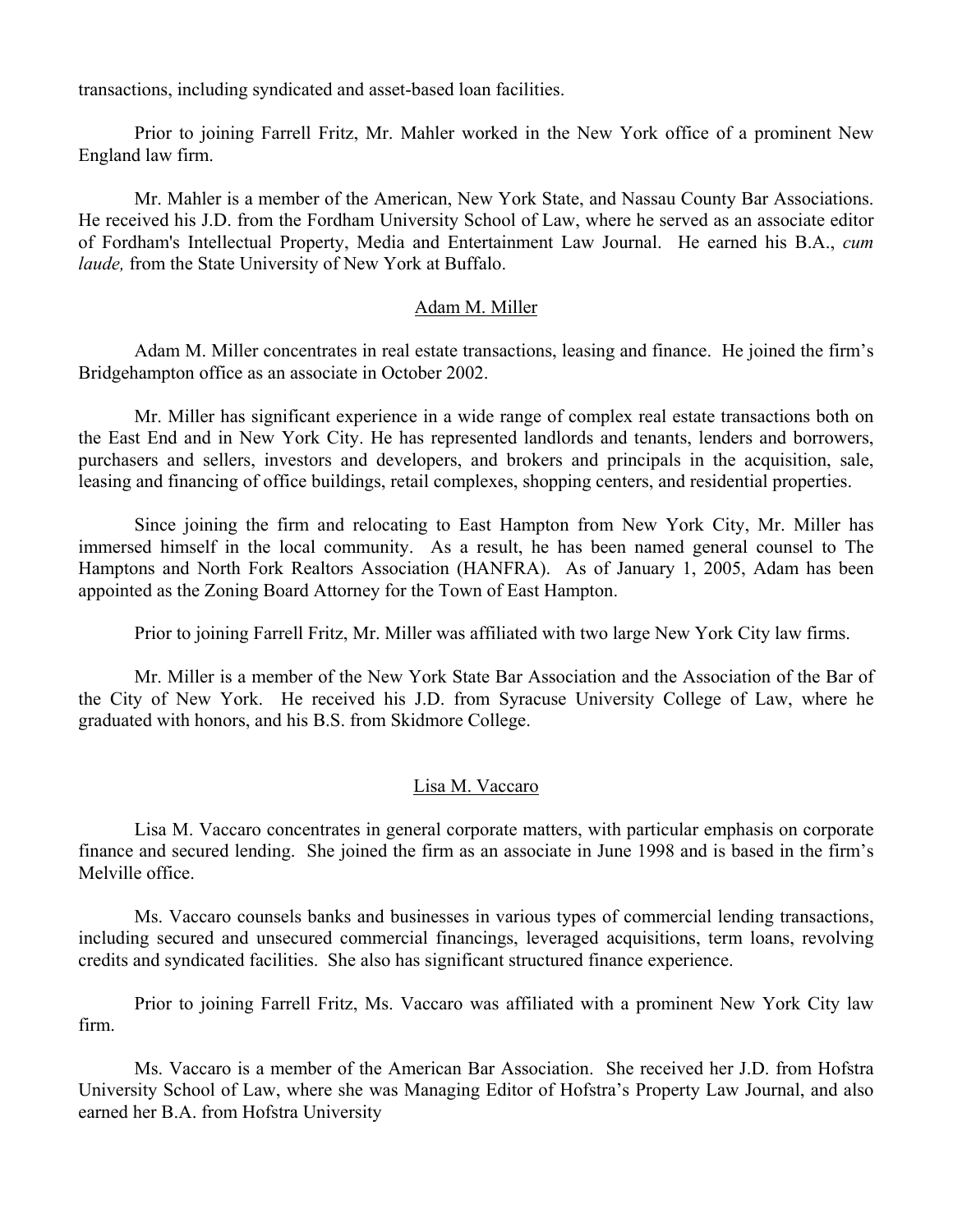transactions, including syndicated and asset-based loan facilities.

Prior to joining Farrell Fritz, Mr. Mahler worked in the New York office of a prominent New England law firm.

Mr. Mahler is a member of the American, New York State, and Nassau County Bar Associations. He received his J.D. from the Fordham University School of Law, where he served as an associate editor of Fordham's Intellectual Property, Media and Entertainment Law Journal. He earned his B.A., *cum laude,* from the State University of New York at Buffalo.

## Adam M. Miller

Adam M. Miller concentrates in real estate transactions, leasing and finance. He joined the firm's Bridgehampton office as an associate in October 2002.

Mr. Miller has significant experience in a wide range of complex real estate transactions both on the East End and in New York City. He has represented landlords and tenants, lenders and borrowers, purchasers and sellers, investors and developers, and brokers and principals in the acquisition, sale, leasing and financing of office buildings, retail complexes, shopping centers, and residential properties.

Since joining the firm and relocating to East Hampton from New York City, Mr. Miller has immersed himself in the local community. As a result, he has been named general counsel to The Hamptons and North Fork Realtors Association (HANFRA). As of January 1, 2005, Adam has been appointed as the Zoning Board Attorney for the Town of East Hampton.

Prior to joining Farrell Fritz, Mr. Miller was affiliated with two large New York City law firms.

Mr. Miller is a member of the New York State Bar Association and the Association of the Bar of the City of New York. He received his J.D. from Syracuse University College of Law, where he graduated with honors, and his B.S. from Skidmore College.

## Lisa M. Vaccaro

Lisa M. Vaccaro concentrates in general corporate matters, with particular emphasis on corporate finance and secured lending. She joined the firm as an associate in June 1998 and is based in the firm's Melville office.

Ms. Vaccaro counsels banks and businesses in various types of commercial lending transactions, including secured and unsecured commercial financings, leveraged acquisitions, term loans, revolving credits and syndicated facilities. She also has significant structured finance experience.

Prior to joining Farrell Fritz, Ms. Vaccaro was affiliated with a prominent New York City law firm.

Ms. Vaccaro is a member of the American Bar Association. She received her J.D. from Hofstra University School of Law, where she was Managing Editor of Hofstra's Property Law Journal, and also earned her B.A. from Hofstra University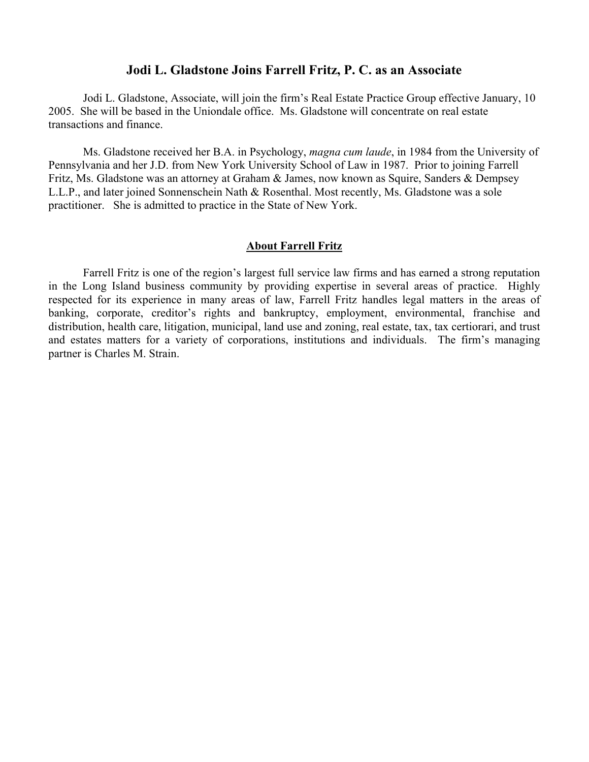# Jodi L. Gladstone Joins Farrell Fritz, P. C. as an Associate

Jodi L. Gladstone, Associate, will join the firm's Real Estate Practice Group effective January, 10 2005. She will be based in the Uniondale office. Ms. Gladstone will concentrate on real estate transactions and finance.

Ms. Gladstone received her B.A. in Psychology, *magna cum laude*, in 1984 from the University of Pennsylvania and her J.D. from New York University School of Law in 1987. Prior to joining Farrell Fritz, Ms. Gladstone was an attorney at Graham & James, now known as Squire, Sanders & Dempsey L.L.P., and later joined Sonnenschein Nath & Rosenthal. Most recently, Ms. Gladstone was a sole practitioner. She is admitted to practice in the State of New York.

## About Farrell Fritz

Farrell Fritz is one of the region's largest full service law firms and has earned a strong reputation in the Long Island business community by providing expertise in several areas of practice. Highly respected for its experience in many areas of law, Farrell Fritz handles legal matters in the areas of banking, corporate, creditor's rights and bankruptcy, employment, environmental, franchise and distribution, health care, litigation, municipal, land use and zoning, real estate, tax, tax certiorari, and trust and estates matters for a variety of corporations, institutions and individuals. The firm's managing partner is Charles M. Strain.